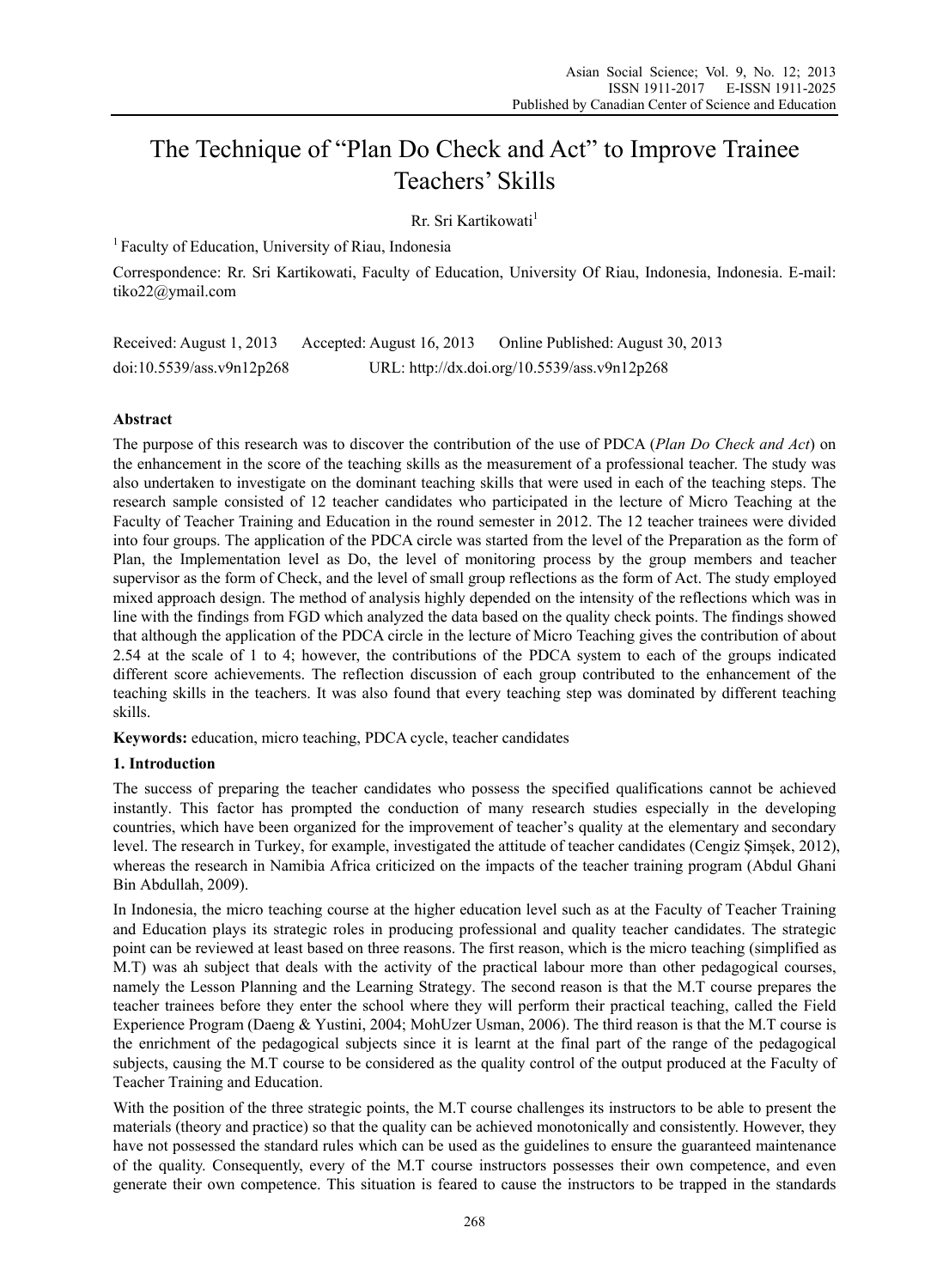# The Technique of "Plan Do Check and Act" to Improve Trainee Teachers' Skills

Rr. Sri Kartikowati[1]

[1] Faculty of Education, University of Riau, Indonesia

Correspondence: Rr. Sri Kartikowati, Faculty of Education, University Of Riau, Indonesia, Indonesia. E-mail: tiko22@ymail.com

Received: August 1, 2013 Accepted: August 16, 2013 Online Published: August 30, 2013

doi:10.5539/ass.v9n12p268 URL: http://dx.doi.org/10.5539/ass.v9n12p268

## Abstract

The purpose of this research was to discover the contribution of the use of PDCA (*Plan Do Check and Act*) on the enhancement in the score of the teaching skills as the measurement of a professional teacher. The study was also undertaken to investigate on the dominant teaching skills that were used in each of the teaching steps. The research sample consisted of 12 teacher candidates who participated in the lecture of Micro Teaching at the Faculty of Teacher Training and Education in the round semester in 2012. The 12 teacher trainees were divided into four groups. The application of the PDCA circle was started from the level of the Preparation as the form of Plan, the Implementation level as Do, the level of monitoring process by the group members and teacher supervisor as the form of Check, and the level of small group reflections as the form of Act. The study employed mixed approach design. The method of analysis highly depended on the intensity of the reflections which was in line with the findings from FGD which analyzed the data based on the quality check points. The findings showed that although the application of the PDCA circle in the lecture of Micro Teaching gives the contribution of about 2.54 at the scale of 1 to 4; however, the contributions of the PDCA system to each of the groups indicated different score achievements. The reflection discussion of each group contributed to the enhancement of the teaching skills in the teachers. It was also found that every teaching step was dominated by different teaching skills.

**Keywords:** education, micro teaching, PDCA cycle, teacher candidates

## 1. Introduction

The success of preparing the teacher candidates who possess the specified qualifications cannot be achieved instantly. This factor has prompted the conduction of many research studies especially in the developing countries, which have been organized for the improvement of teacher's quality at the elementary and secondary level. The research in Turkey, for example, investigated the attitude of teacher candidates (Cengiz Şimşek, 2012), whereas the research in Namibia Africa criticized on the impacts of the teacher training program (Abdul Ghani Bin Abdullah, 2009).

In Indonesia, the micro teaching course at the higher education level such as at the Faculty of Teacher Training and Education plays its strategic roles in producing professional and quality teacher candidates. The strategic point can be reviewed at least based on three reasons. The first reason, which is the micro teaching (simplified as M.T) was ah subject that deals with the activity of the practical labour more than other pedagogical courses, namely the Lesson Planning and the Learning Strategy. The second reason is that the M.T course prepares the teacher trainees before they enter the school where they will perform their practical teaching, called the Field Experience Program (Daeng & Yustini, 2004; MohUzer Usman, 2006). The third reason is that the M.T course is the enrichment of the pedagogical subjects since it is learnt at the final part of the range of the pedagogical subjects, causing the M.T course to be considered as the quality control of the output produced at the Faculty of Teacher Training and Education.

With the position of the three strategic points, the M.T course challenges its instructors to be able to present the materials (theory and practice) so that the quality can be achieved monotonically and consistently. However, they have not possessed the standard rules which can be used as the guidelines to ensure the guaranteed maintenance of the quality. Consequently, every of the M.T course instructors possesses their own competence, and even generate their own competence. This situation is feared to cause the instructors to be trapped in the standards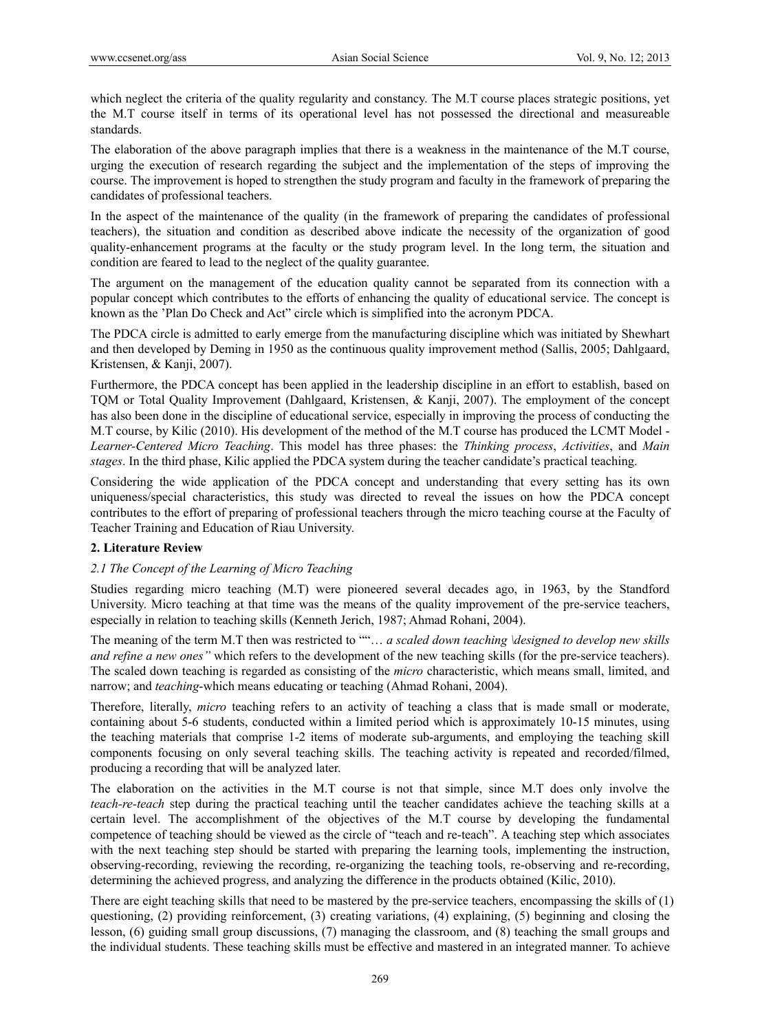which neglect the criteria of the quality regularity and constancy. The M.T course places strategic positions, yet the M.T course itself in terms of its operational level has not possessed the directional and measureable standards.

The elaboration of the above paragraph implies that there is a weakness in the maintenance of the M.T course, urging the execution of research regarding the subject and the implementation of the steps of improving the course. The improvement is hoped to strengthen the study program and faculty in the framework of preparing the candidates of professional teachers.

In the aspect of the maintenance of the quality (in the framework of preparing the candidates of professional teachers), the situation and condition as described above indicate the necessity of the organization of good quality-enhancement programs at the faculty or the study program level. In the long term, the situation and condition are feared to lead to the neglect of the quality guarantee.

The argument on the management of the education quality cannot be separated from its connection with a popular concept which contributes to the efforts of enhancing the quality of educational service. The concept is known as the 'Plan Do Check and Act" circle which is simplified into the acronym PDCA.

The PDCA circle is admitted to early emerge from the manufacturing discipline which was initiated by Shewhart and then developed by Deming in 1950 as the continuous quality improvement method (Sallis, 2005; Dahlgaard, Kristensen, & Kanji, 2007).

Furthermore, the PDCA concept has been applied in the leadership discipline in an effort to establish, based on TQM or Total Quality Improvement (Dahlgaard, Kristensen, & Kanji, 2007). The employment of the concept has also been done in the discipline of educational service, especially in improving the process of conducting the M.T course, by Kilic (2010). His development of the method of the M.T course has produced the LCMT Model - *Learner-Centered Micro Teaching*. This model has three phases: the *Thinking process*, *Activities*, and *Main stages*. In the third phase, Kilic applied the PDCA system during the teacher candidate's practical teaching.

Considering the wide application of the PDCA concept and understanding that every setting has its own uniqueness/special characteristics, this study was directed to reveal the issues on how the PDCA concept contributes to the effort of preparing of professional teachers through the micro teaching course at the Faculty of Teacher Training and Education of Riau University.

## 2. Literature Review

### *2.1 The Concept of the Learning of Micro Teaching*

Studies regarding micro teaching (M.T) were pioneered several decades ago, in 1963, by the Standford University. Micro teaching at that time was the means of the quality improvement of the pre-service teachers, especially in relation to teaching skills (Kenneth Jerich, 1987; Ahmad Rohani, 2004).

The meaning of the term M.T then was restricted to ""… *a scaled down teaching \designed to develop new skills and refine a new ones"* which refers to the development of the new teaching skills (for the pre-service teachers). The scaled down teaching is regarded as consisting of the *micro* characteristic, which means small, limited, and narrow; and *teaching*-which means educating or teaching (Ahmad Rohani, 2004).

Therefore, literally, *micro* teaching refers to an activity of teaching a class that is made small or moderate, containing about 5-6 students, conducted within a limited period which is approximately 10-15 minutes, using the teaching materials that comprise 1-2 items of moderate sub-arguments, and employing the teaching skill components focusing on only several teaching skills. The teaching activity is repeated and recorded/filmed, producing a recording that will be analyzed later.

The elaboration on the activities in the M.T course is not that simple, since M.T does only involve the *teach-re-teach* step during the practical teaching until the teacher candidates achieve the teaching skills at a certain level. The accomplishment of the objectives of the M.T course by developing the fundamental competence of teaching should be viewed as the circle of "teach and re-teach". A teaching step which associates with the next teaching step should be started with preparing the learning tools, implementing the instruction, observing-recording, reviewing the recording, re-organizing the teaching tools, re-observing and re-recording, determining the achieved progress, and analyzing the difference in the products obtained (Kilic, 2010).

There are eight teaching skills that need to be mastered by the pre-service teachers, encompassing the skills of (1) questioning, (2) providing reinforcement, (3) creating variations, (4) explaining, (5) beginning and closing the lesson, (6) guiding small group discussions, (7) managing the classroom, and (8) teaching the small groups and the individual students. These teaching skills must be effective and mastered in an integrated manner. To achieve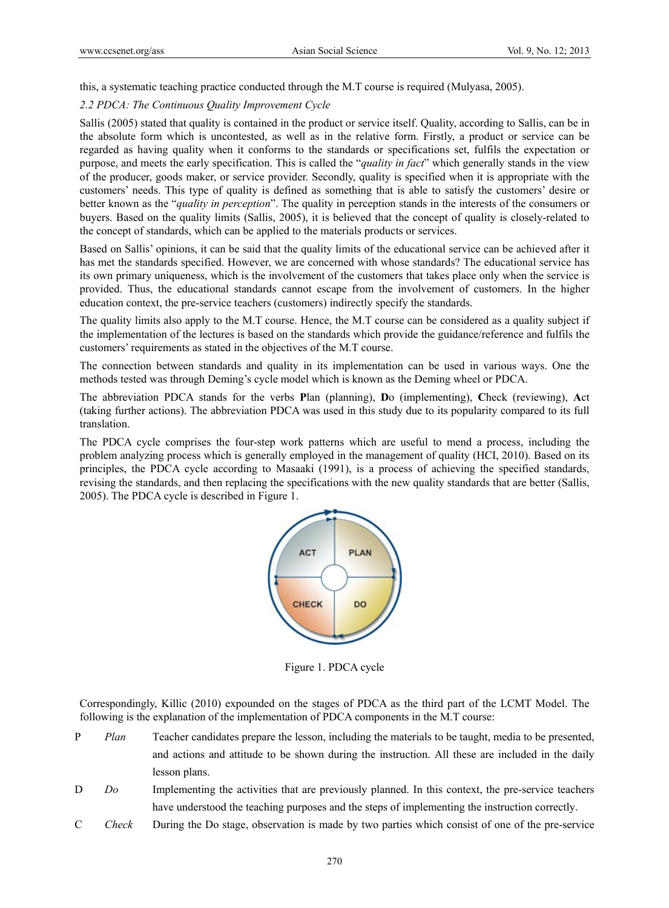this, a systematic teaching practice conducted through the M.T course is required (Mulyasa, 2005).

*2.2 PDCA: The Continuous Quality Improvement Cycle*

Sallis (2005) stated that quality is contained in the product or service itself. Quality, according to Sallis, can be in the absolute form which is uncontested, as well as in the relative form. Firstly, a product or service can be regarded as having quality when it conforms to the standards or specifications set, fulfils the expectation or purpose, and meets the early specification. This is called the "*quality in fact*" which generally stands in the view of the producer, goods maker, or service provider. Secondly, quality is specified when it is appropriate with the customers' needs. This type of quality is defined as something that is able to satisfy the customers' desire or better known as the "*quality in perception*". The quality in perception stands in the interests of the consumers or buyers. Based on the quality limits (Sallis, 2005), it is believed that the concept of quality is closely-related to the concept of standards, which can be applied to the materials products or services.

Based on Sallis' opinions, it can be said that the quality limits of the educational service can be achieved after it has met the standards specified. However, we are concerned with whose standards? The educational service has its own primary uniqueness, which is the involvement of the customers that takes place only when the service is provided. Thus, the educational standards cannot escape from the involvement of customers. In the higher education context, the pre-service teachers (customers) indirectly specify the standards.

The quality limits also apply to the M.T course. Hence, the M.T course can be considered as a quality subject if the implementation of the lectures is based on the standards which provide the guidance/reference and fulfils the customers' requirements as stated in the objectives of the M.T course.

The connection between standards and quality in its implementation can be used in various ways. One the methods tested was through Deming's cycle model which is known as the Deming wheel or PDCA.

The abbreviation PDCA stands for the verbs **P**lan (planning), **D**o (implementing), **C**heck (reviewing), **A**ct (taking further actions). The abbreviation PDCA was used in this study due to its popularity compared to its full translation.

The PDCA cycle comprises the four-step work patterns which are useful to mend a process, including the problem analyzing process which is generally employed in the management of quality (HCI, 2010). Based on its principles, the PDCA cycle according to Masaaki (1991), is a process of achieving the specified standards, revising the standards, and then replacing the specifications with the new quality standards that are better (Sallis, 2005). The PDCA cycle is described in Figure 1.

ACT
PLAN
CHECK
DO

Figure 1. PDCA cycle

Correspondingly, Killic (2010) expounded on the stages of PDCA as the third part of the LCMT Model. The following is the explanation of the implementation of PDCA components in the M.T course:

P *Plan* Teacher candidates prepare the lesson, including the materials to be taught, media to be presented, and actions and attitude to be shown during the instruction. All these are included in the daily lesson plans.

D *Do* Implementing the activities that are previously planned. In this context, the pre-service teachers have understood the teaching purposes and the steps of implementing the instruction correctly.

C *Check* During the Do stage, observation is made by two parties which consist of one of the pre-service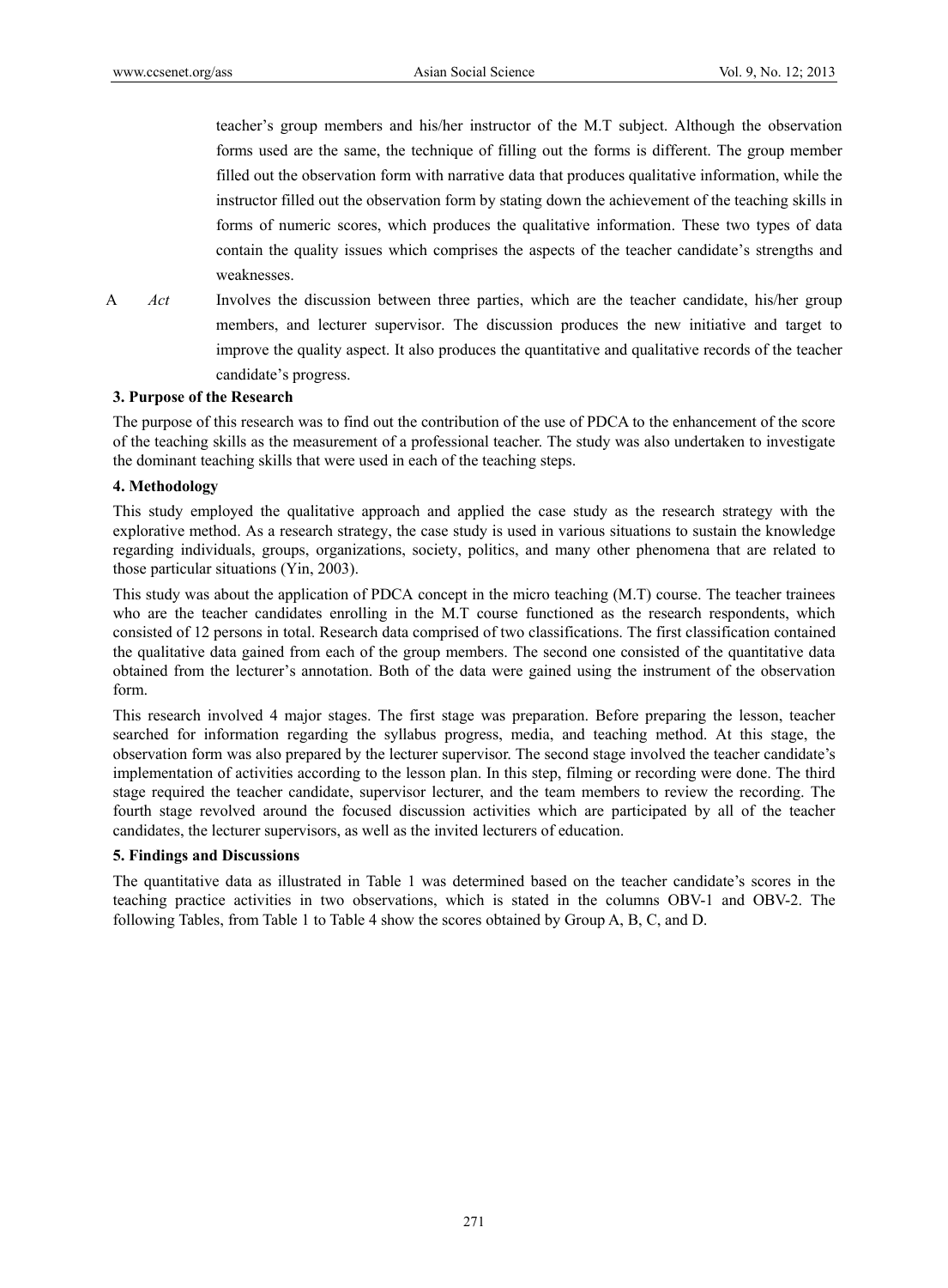teacher's group members and his/her instructor of the M.T subject. Although the observation forms used are the same, the technique of filling out the forms is different. The group member filled out the observation form with narrative data that produces qualitative information, while the instructor filled out the observation form by stating down the achievement of the teaching skills in forms of numeric scores, which produces the qualitative information. These two types of data contain the quality issues which comprises the aspects of the teacher candidate's strengths and weaknesses.

| | | |
|---|---|---|
| A | *Act* | Involves the discussion between three parties, which are the teacher candidate, his/her group members, and lecturer supervisor. The discussion produces the new initiative and target to improve the quality aspect. It also produces the quantitative and qualitative records of the teacher candidate's progress. |

### 3. Purpose of the Research

The purpose of this research was to find out the contribution of the use of PDCA to the enhancement of the score of the teaching skills as the measurement of a professional teacher. The study was also undertaken to investigate the dominant teaching skills that were used in each of the teaching steps.

### 4. Methodology

This study employed the qualitative approach and applied the case study as the research strategy with the explorative method. As a research strategy, the case study is used in various situations to sustain the knowledge regarding individuals, groups, organizations, society, politics, and many other phenomena that are related to those particular situations (Yin, 2003).

This study was about the application of PDCA concept in the micro teaching (M.T) course. The teacher trainees who are the teacher candidates enrolling in the M.T course functioned as the research respondents, which consisted of 12 persons in total. Research data comprised of two classifications. The first classification contained the qualitative data gained from each of the group members. The second one consisted of the quantitative data obtained from the lecturer's annotation. Both of the data were gained using the instrument of the observation form.

This research involved 4 major stages. The first stage was preparation. Before preparing the lesson, teacher searched for information regarding the syllabus progress, media, and teaching method. At this stage, the observation form was also prepared by the lecturer supervisor. The second stage involved the teacher candidate's implementation of activities according to the lesson plan. In this step, filming or recording were done. The third stage required the teacher candidate, supervisor lecturer, and the team members to review the recording. The fourth stage revolved around the focused discussion activities which are participated by all of the teacher candidates, the lecturer supervisors, as well as the invited lecturers of education.

### 5. Findings and Discussions

The quantitative data as illustrated in Table 1 was determined based on the teacher candidate's scores in the teaching practice activities in two observations, which is stated in the columns OBV-1 and OBV-2. The following Tables, from Table 1 to Table 4 show the scores obtained by Group A, B, C, and D.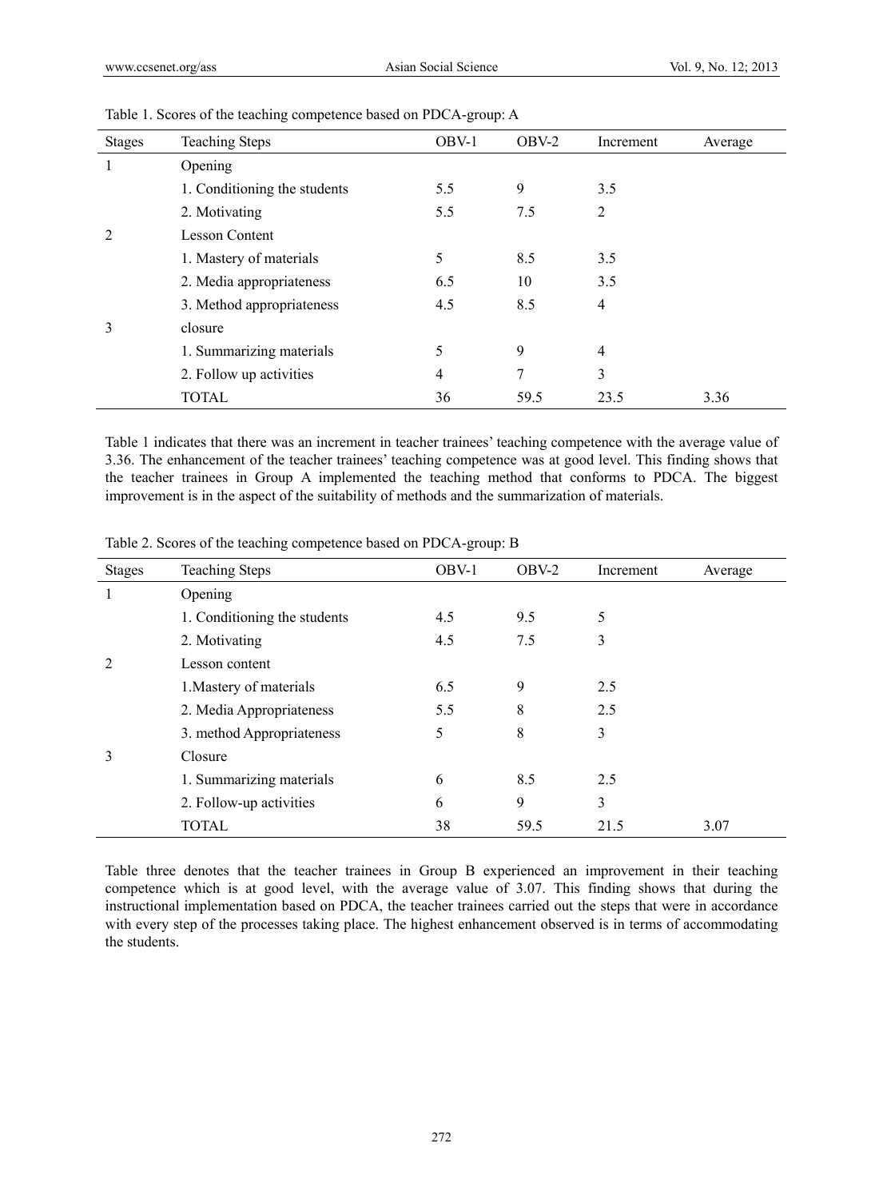Table 1. Scores of the teaching competence based on PDCA-group: A

| Stages | Teaching Steps | OBV-1 | OBV-2 | Increment | Average |
|---|---|---|---|---|---|
| 1 | Opening | | | | |
| | 1. Conditioning the students | 5.5 | 9 | 3.5 | |
| | 2. Motivating | 5.5 | 7.5 | 2 | |
| 2 | Lesson Content | | | | |
| | 1. Mastery of materials | 5 | 8.5 | 3.5 | |
| | 2. Media appropriateness | 6.5 | 10 | 3.5 | |
| | 3. Method appropriateness | 4.5 | 8.5 | 4 | |
| 3 | closure | | | | |
| | 1. Summarizing materials | 5 | 9 | 4 | |
| | 2. Follow up activities | 4 | 7 | 3 | |
| | TOTAL | 36 | 59.5 | 23.5 | 3.36 |

Table 1 indicates that there was an increment in teacher trainees' teaching competence with the average value of 3.36. The enhancement of the teacher trainees' teaching competence was at good level. This finding shows that the teacher trainees in Group A implemented the teaching method that conforms to PDCA. The biggest improvement is in the aspect of the suitability of methods and the summarization of materials.

Table 2. Scores of the teaching competence based on PDCA-group: B

| Stages | Teaching Steps | OBV-1 | OBV-2 | Increment | Average |
|---|---|---|---|---|---|
| 1 | Opening | | | | |
| | 1. Conditioning the students | 4.5 | 9.5 | 5 | |
| | 2. Motivating | 4.5 | 7.5 | 3 | |
| 2 | Lesson content | | | | |
| | 1.Mastery of materials | 6.5 | 9 | 2.5 | |
| | 2. Media Appropriateness | 5.5 | 8 | 2.5 | |
| | 3. method Appropriateness | 5 | 8 | 3 | |
| 3 | Closure | | | | |
| | 1. Summarizing materials | 6 | 8.5 | 2.5 | |
| | 2. Follow-up activities | 6 | 9 | 3 | |
| | TOTAL | 38 | 59.5 | 21.5 | 3.07 |

Table three denotes that the teacher trainees in Group B experienced an improvement in their teaching competence which is at good level, with the average value of 3.07. This finding shows that during the instructional implementation based on PDCA, the teacher trainees carried out the steps that were in accordance with every step of the processes taking place. The highest enhancement observed is in terms of accommodating the students.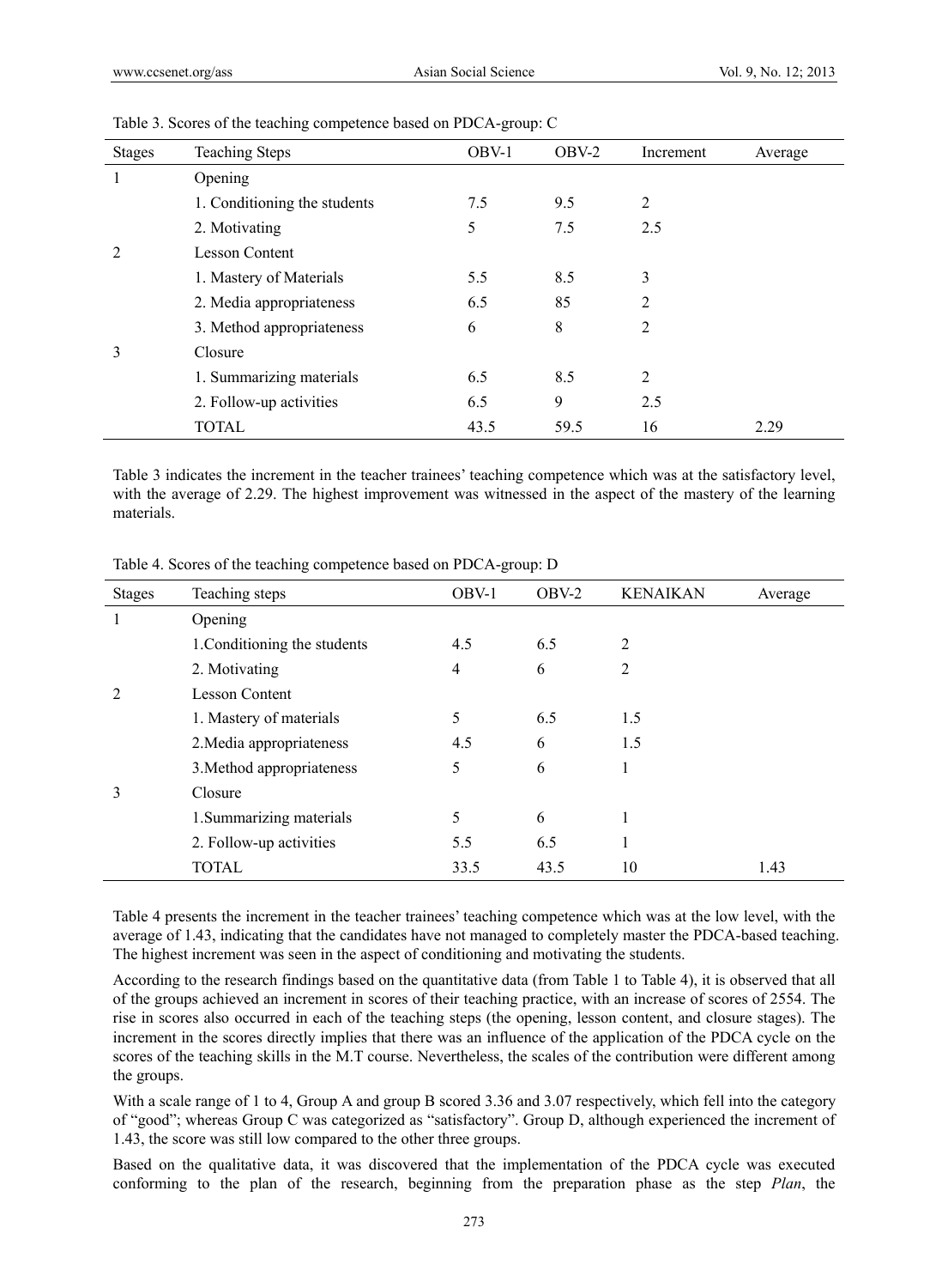Table 3. Scores of the teaching competence based on PDCA-group: C

| Stages | Teaching Steps | OBV-1 | OBV-2 | Increment | Average |
|---|---|---|---|---|---|
| 1 | Opening | | | | |
| | 1. Conditioning the students | 7.5 | 9.5 | 2 | |
| | 2. Motivating | 5 | 7.5 | 2.5 | |
| 2 | Lesson Content | | | | |
| | 1. Mastery of Materials | 5.5 | 8.5 | 3 | |
| | 2. Media appropriateness | 6.5 | 85 | 2 | |
| | 3. Method appropriateness | 6 | 8 | 2 | |
| 3 | Closure | | | | |
| | 1. Summarizing materials | 6.5 | 8.5 | 2 | |
| | 2. Follow-up activities | 6.5 | 9 | 2.5 | |
| | TOTAL | 43.5 | 59.5 | 16 | 2.29 |

Table 3 indicates the increment in the teacher trainees' teaching competence which was at the satisfactory level, with the average of 2.29. The highest improvement was witnessed in the aspect of the mastery of the learning materials.

Table 4. Scores of the teaching competence based on PDCA-group: D

| Stages | Teaching steps | OBV-1 | OBV-2 | KENAIKAN | Average |
|---|---|---|---|---|---|
| 1 | Opening | | | | |
| | 1.Conditioning the students | 4.5 | 6.5 | 2 | |
| | 2. Motivating | 4 | 6 | 2 | |
| 2 | Lesson Content | | | | |
| | 1. Mastery of materials | 5 | 6.5 | 1.5 | |
| | 2.Media appropriateness | 4.5 | 6 | 1.5 | |
| | 3.Method appropriateness | 5 | 6 | 1 | |
| 3 | Closure | | | | |
| | 1.Summarizing materials | 5 | 6 | 1 | |
| | 2. Follow-up activities | 5.5 | 6.5 | 1 | |
| | TOTAL | 33.5 | 43.5 | 10 | 1.43 |

Table 4 presents the increment in the teacher trainees' teaching competence which was at the low level, with the average of 1.43, indicating that the candidates have not managed to completely master the PDCA-based teaching. The highest increment was seen in the aspect of conditioning and motivating the students.

According to the research findings based on the quantitative data (from Table 1 to Table 4), it is observed that all of the groups achieved an increment in scores of their teaching practice, with an increase of scores of 2554. The rise in scores also occurred in each of the teaching steps (the opening, lesson content, and closure stages). The increment in the scores directly implies that there was an influence of the application of the PDCA cycle on the scores of the teaching skills in the M.T course. Nevertheless, the scales of the contribution were different among the groups.

With a scale range of 1 to 4, Group A and group B scored 3.36 and 3.07 respectively, which fell into the category of "good"; whereas Group C was categorized as "satisfactory". Group D, although experienced the increment of 1.43, the score was still low compared to the other three groups.

Based on the qualitative data, it was discovered that the implementation of the PDCA cycle was executed conforming to the plan of the research, beginning from the preparation phase as the step *Plan*, the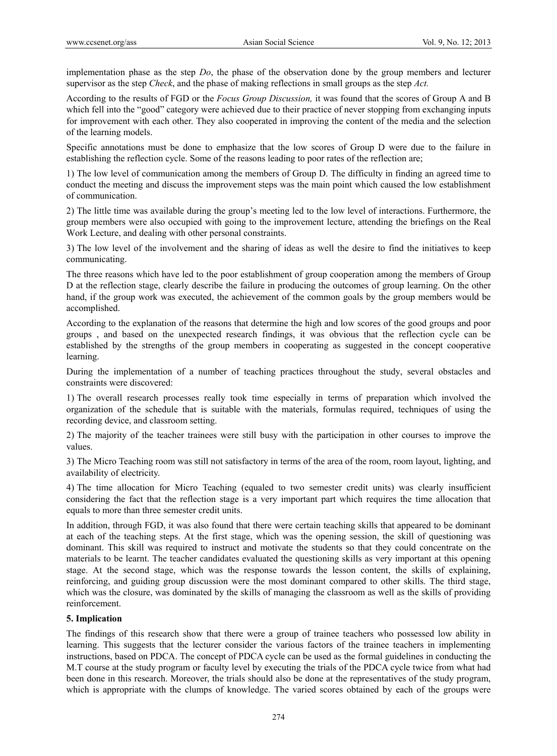implementation phase as the step *Do*, the phase of the observation done by the group members and lecturer supervisor as the step *Check*, and the phase of making reflections in small groups as the step *Act.*

According to the results of FGD or the *Focus Group Discussion,* it was found that the scores of Group A and B which fell into the "good" category were achieved due to their practice of never stopping from exchanging inputs for improvement with each other. They also cooperated in improving the content of the media and the selection of the learning models.

Specific annotations must be done to emphasize that the low scores of Group D were due to the failure in establishing the reflection cycle. Some of the reasons leading to poor rates of the reflection are;

1) The low level of communication among the members of Group D. The difficulty in finding an agreed time to conduct the meeting and discuss the improvement steps was the main point which caused the low establishment of communication.

2) The little time was available during the group's meeting led to the low level of interactions. Furthermore, the group members were also occupied with going to the improvement lecture, attending the briefings on the Real Work Lecture, and dealing with other personal constraints.

3) The low level of the involvement and the sharing of ideas as well the desire to find the initiatives to keep communicating.

The three reasons which have led to the poor establishment of group cooperation among the members of Group D at the reflection stage, clearly describe the failure in producing the outcomes of group learning. On the other hand, if the group work was executed, the achievement of the common goals by the group members would be accomplished.

According to the explanation of the reasons that determine the high and low scores of the good groups and poor groups , and based on the unexpected research findings, it was obvious that the reflection cycle can be established by the strengths of the group members in cooperating as suggested in the concept cooperative learning.

During the implementation of a number of teaching practices throughout the study, several obstacles and constraints were discovered:

1) The overall research processes really took time especially in terms of preparation which involved the organization of the schedule that is suitable with the materials, formulas required, techniques of using the recording device, and classroom setting.

2) The majority of the teacher trainees were still busy with the participation in other courses to improve the values.

3) The Micro Teaching room was still not satisfactory in terms of the area of the room, room layout, lighting, and availability of electricity.

4) The time allocation for Micro Teaching (equaled to two semester credit units) was clearly insufficient considering the fact that the reflection stage is a very important part which requires the time allocation that equals to more than three semester credit units.

In addition, through FGD, it was also found that there were certain teaching skills that appeared to be dominant at each of the teaching steps. At the first stage, which was the opening session, the skill of questioning was dominant. This skill was required to instruct and motivate the students so that they could concentrate on the materials to be learnt. The teacher candidates evaluated the questioning skills as very important at this opening stage. At the second stage, which was the response towards the lesson content, the skills of explaining, reinforcing, and guiding group discussion were the most dominant compared to other skills. The third stage, which was the closure, was dominated by the skills of managing the classroom as well as the skills of providing reinforcement.

## 5. Implication

The findings of this research show that there were a group of trainee teachers who possessed low ability in learning. This suggests that the lecturer consider the various factors of the trainee teachers in implementing instructions, based on PDCA. The concept of PDCA cycle can be used as the formal guidelines in conducting the M.T course at the study program or faculty level by executing the trials of the PDCA cycle twice from what had been done in this research. Moreover, the trials should also be done at the representatives of the study program, which is appropriate with the clumps of knowledge. The varied scores obtained by each of the groups were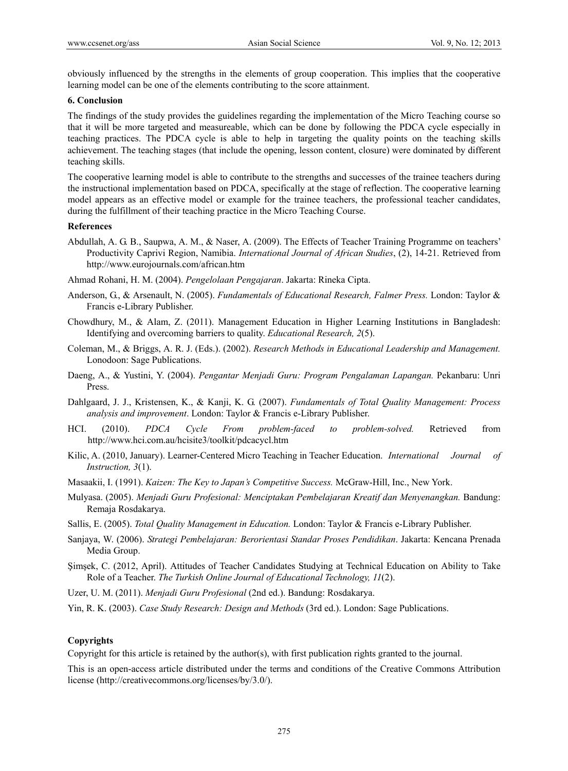obviously influenced by the strengths in the elements of group cooperation. This implies that the cooperative learning model can be one of the elements contributing to the score attainment.

## 6. Conclusion

The findings of the study provides the guidelines regarding the implementation of the Micro Teaching course so that it will be more targeted and measureable, which can be done by following the PDCA cycle especially in teaching practices. The PDCA cycle is able to help in targeting the quality points on the teaching skills achievement. The teaching stages (that include the opening, lesson content, closure) were dominated by different teaching skills.

The cooperative learning model is able to contribute to the strengths and successes of the trainee teachers during the instructional implementation based on PDCA, specifically at the stage of reflection. The cooperative learning model appears as an effective model or example for the trainee teachers, the professional teacher candidates, during the fulfillment of their teaching practice in the Micro Teaching Course.

## References

Abdullah, A. G. B., Saupwa, A. M., & Naser, A. (2009). The Effects of Teacher Training Programme on teachers' Productivity Caprivi Region, Namibia. *International Journal of African Studies*, (2), 14-21. Retrieved from http://www.eurojournals.com/african.htm

Ahmad Rohani, H. M. (2004). *Pengelolaan Pengajaran*. Jakarta: Rineka Cipta.

Anderson, G., & Arsenault, N. (2005). *Fundamentals of Educational Research, Falmer Press.* London: Taylor & Francis e-Library Publisher.

Chowdhury, M., & Alam, Z. (2011). Management Education in Higher Learning Institutions in Bangladesh: Identifying and overcoming barriers to quality. *Educational Research, 2*(5).

Coleman, M., & Briggs, A. R. J. (Eds.). (2002). *Research Methods in Educational Leadership and Management.* Lonodoon: Sage Publications.

Daeng, A., & Yustini, Y. (2004). *Pengantar Menjadi Guru: Program Pengalaman Lapangan.* Pekanbaru: Unri Press.

Dahlgaard, J. J., Kristensen, K., & Kanji, K. G. (2007). *Fundamentals of Total Quality Management: Process analysis and improvement*. London: Taylor & Francis e-Library Publisher.

HCI. (2010). *PDCA Cycle From problem-faced to problem-solved.* Retrieved from http://www.hci.com.au/hcisite3/toolkit/pdcacycl.htm

Kilic, A. (2010, January). Learner-Centered Micro Teaching in Teacher Education. *International Journal of Instruction, 3*(1).

Masaakii, I. (1991). *Kaizen: The Key to Japan's Competitive Success.* McGraw-Hill, Inc., New York.

Mulyasa. (2005). *Menjadi Guru Profesional: Menciptakan Pembelajaran Kreatif dan Menyenangkan.* Bandung: Remaja Rosdakarya.

Sallis, E. (2005). *Total Quality Management in Education.* London: Taylor & Francis e-Library Publisher.

Sanjaya, W. (2006). *Strategi Pembelajaran: Berorientasi Standar Proses Pendidikan*. Jakarta: Kencana Prenada Media Group.

Şimşek, C. (2012, April). Attitudes of Teacher Candidates Studying at Technical Education on Ability to Take Role of a Teacher. *The Turkish Online Journal of Educational Technology, 11*(2).

Uzer, U. M. (2011). *Menjadi Guru Profesional* (2nd ed.). Bandung: Rosdakarya.

Yin, R. K. (2003). *Case Study Research: Design and Methods* (3rd ed.). London: Sage Publications.

## Copyrights

Copyright for this article is retained by the author(s), with first publication rights granted to the journal.

This is an open-access article distributed under the terms and conditions of the Creative Commons Attribution license (http://creativecommons.org/licenses/by/3.0/).